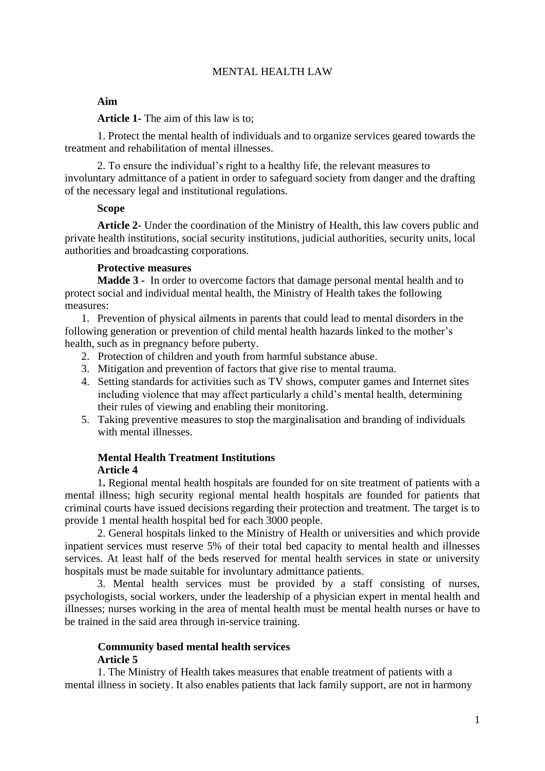# MENTAL HEALTH LAW

**Aim**

**Article 1-** The aim of this law is to;

1. Protect the mental health of individuals and to organize services geared towards the treatment and rehabilitation of mental illnesses.

2. To ensure the individual's right to a healthy life, the relevant measures to involuntary admittance of a patient in order to safeguard society from danger and the drafting of the necessary legal and institutional regulations.

**Scope**

**Article 2-** Under the coordination of the Ministry of Health, this law covers public and private health institutions, social security institutions, judicial authorities, security units, local authorities and broadcasting corporations.

**Protective measures**

**Madde 3 -** In order to overcome factors that damage personal mental health and to protect social and individual mental health, the Ministry of Health takes the following measures:

1. Prevention of physical ailments in parents that could lead to mental disorders in the following generation or prevention of child mental health hazards linked to the mother's health, such as in pregnancy before puberty.
2. Protection of children and youth from harmful substance abuse.
3. Mitigation and prevention of factors that give rise to mental trauma.
4. Setting standards for activities such as TV shows, computer games and Internet sites including violence that may affect particularly a child's mental health, determining their rules of viewing and enabling their monitoring.
5. Taking preventive measures to stop the marginalisation and branding of individuals with mental illnesses.

**Mental Health Treatment Institutions**
**Article 4**

1**.** Regional mental health hospitals are founded for on site treatment of patients with a mental illness; high security regional mental health hospitals are founded for patients that criminal courts have issued decisions regarding their protection and treatment. The target is to provide 1 mental health hospital bed for each 3000 people.

2. General hospitals linked to the Ministry of Health or universities and which provide inpatient services must reserve 5% of their total bed capacity to mental health and illnesses services. At least half of the beds reserved for mental health services in state or university hospitals must be made suitable for involuntary admittance patients.

3. Mental health services must be provided by a staff consisting of nurses, psychologists, social workers, under the leadership of a physician expert in mental health and illnesses; nurses working in the area of mental health must be mental health nurses or have to be trained in the said area through in-service training.

**Community based mental health services**
**Article 5**

1. The Ministry of Health takes measures that enable treatment of patients with a mental illness in society. It also enables patients that lack family support, are not in harmony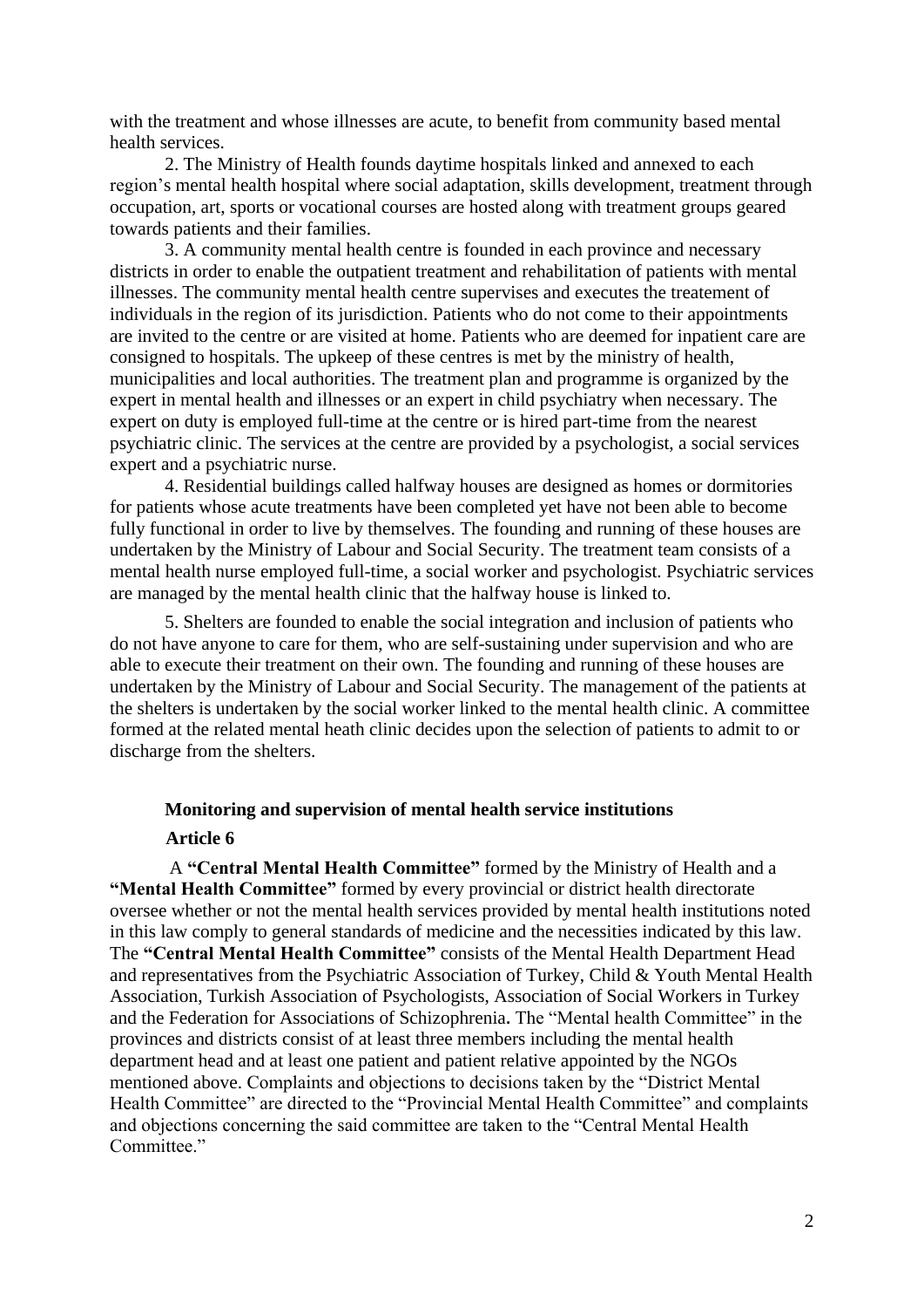with the treatment and whose illnesses are acute, to benefit from community based mental health services.

2. The Ministry of Health founds daytime hospitals linked and annexed to each region's mental health hospital where social adaptation, skills development, treatment through occupation, art, sports or vocational courses are hosted along with treatment groups geared towards patients and their families.

3. A community mental health centre is founded in each province and necessary districts in order to enable the outpatient treatment and rehabilitation of patients with mental illnesses. The community mental health centre supervises and executes the treatement of individuals in the region of its jurisdiction. Patients who do not come to their appointments are invited to the centre or are visited at home. Patients who are deemed for inpatient care are consigned to hospitals. The upkeep of these centres is met by the ministry of health, municipalities and local authorities. The treatment plan and programme is organized by the expert in mental health and illnesses or an expert in child psychiatry when necessary. The expert on duty is employed full-time at the centre or is hired part-time from the nearest psychiatric clinic. The services at the centre are provided by a psychologist, a social services expert and a psychiatric nurse.

4. Residential buildings called halfway houses are designed as homes or dormitories for patients whose acute treatments have been completed yet have not been able to become fully functional in order to live by themselves. The founding and running of these houses are undertaken by the Ministry of Labour and Social Security. The treatment team consists of a mental health nurse employed full-time, a social worker and psychologist. Psychiatric services are managed by the mental health clinic that the halfway house is linked to.

5. Shelters are founded to enable the social integration and inclusion of patients who do not have anyone to care for them, who are self-sustaining under supervision and who are able to execute their treatment on their own. The founding and running of these houses are undertaken by the Ministry of Labour and Social Security. The management of the patients at the shelters is undertaken by the social worker linked to the mental health clinic. A committee formed at the related mental heath clinic decides upon the selection of patients to admit to or discharge from the shelters.

### Monitoring and supervision of mental health service institutions

### Article 6

A **"Central Mental Health Committee"** formed by the Ministry of Health and a **"Mental Health Committee"** formed by every provincial or district health directorate oversee whether or not the mental health services provided by mental health institutions noted in this law comply to general standards of medicine and the necessities indicated by this law. The **"Central Mental Health Committee"** consists of the Mental Health Department Head and representatives from the Psychiatric Association of Turkey, Child & Youth Mental Health Association, Turkish Association of Psychologists, Association of Social Workers in Turkey and the Federation for Associations of Schizophrenia**.** The "Mental health Committee" in the provinces and districts consist of at least three members including the mental health department head and at least one patient and patient relative appointed by the NGOs mentioned above. Complaints and objections to decisions taken by the "District Mental Health Committee" are directed to the "Provincial Mental Health Committee" and complaints and objections concerning the said committee are taken to the "Central Mental Health Committee."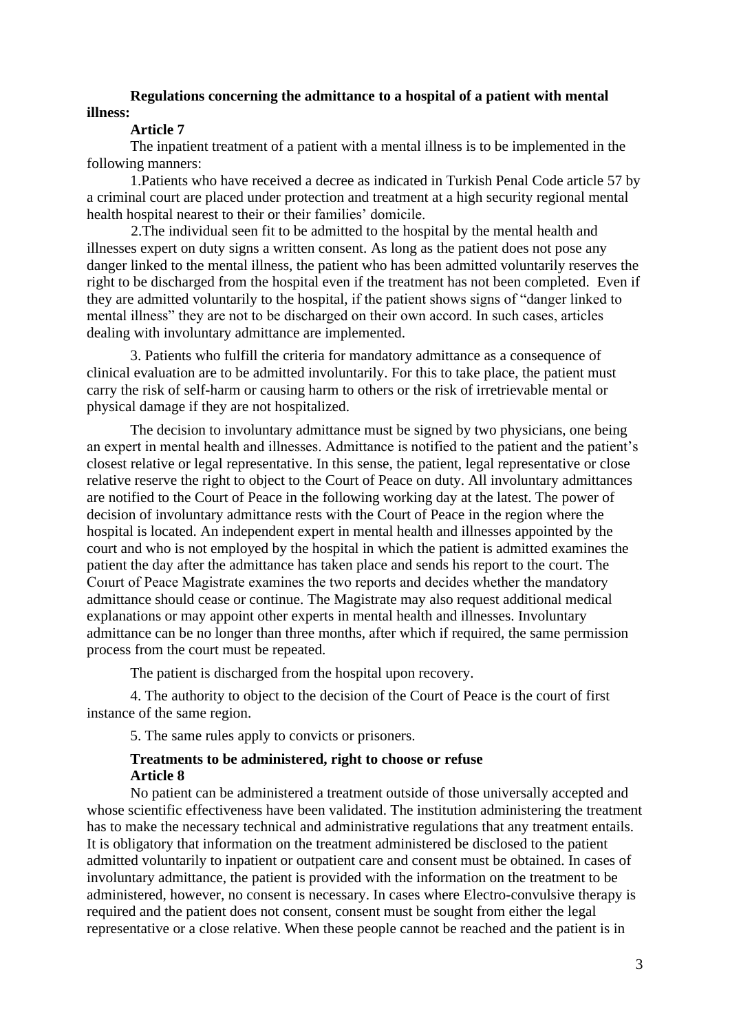**Regulations concerning the admittance to a hospital of a patient with mental illness:**

**Article 7**

The inpatient treatment of a patient with a mental illness is to be implemented in the following manners:

1.Patients who have received a decree as indicated in Turkish Penal Code article 57 by a criminal court are placed under protection and treatment at a high security regional mental health hospital nearest to their or their families' domicile.

2.The individual seen fit to be admitted to the hospital by the mental health and illnesses expert on duty signs a written consent. As long as the patient does not pose any danger linked to the mental illness, the patient who has been admitted voluntarily reserves the right to be discharged from the hospital even if the treatment has not been completed. Even if they are admitted voluntarily to the hospital, if the patient shows signs of "danger linked to mental illness" they are not to be discharged on their own accord. In such cases, articles dealing with involuntary admittance are implemented.

3. Patients who fulfill the criteria for mandatory admittance as a consequence of clinical evaluation are to be admitted involuntarily. For this to take place, the patient must carry the risk of self-harm or causing harm to others or the risk of irretrievable mental or physical damage if they are not hospitalized.

The decision to involuntary admittance must be signed by two physicians, one being an expert in mental health and illnesses. Admittance is notified to the patient and the patient's closest relative or legal representative. In this sense, the patient, legal representative or close relative reserve the right to object to the Court of Peace on duty. All involuntary admittances are notified to the Court of Peace in the following working day at the latest. The power of decision of involuntary admittance rests with the Court of Peace in the region where the hospital is located. An independent expert in mental health and illnesses appointed by the court and who is not employed by the hospital in which the patient is admitted examines the patient the day after the admittance has taken place and sends his report to the court. The Couurt of Peace Magistrate examines the two reports and decides whether the mandatory admittance should cease or continue. The Magistrate may also request additional medical explanations or may appoint other experts in mental health and illnesses. Involuntary admittance can be no longer than three months, after which if required, the same permission process from the court must be repeated.

The patient is discharged from the hospital upon recovery.

4. The authority to object to the decision of the Court of Peace is the court of first instance of the same region.

5. The same rules apply to convicts or prisoners.

**Treatments to be administered, right to choose or refuse**

**Article 8**

No patient can be administered a treatment outside of those universally accepted and whose scientific effectiveness have been validated. The institution administering the treatment has to make the necessary technical and administrative regulations that any treatment entails. It is obligatory that information on the treatment administered be disclosed to the patient admitted voluntarily to inpatient or outpatient care and consent must be obtained. In cases of involuntary admittance, the patient is provided with the information on the treatment to be administered, however, no consent is necessary. In cases where Electro-convulsive therapy is required and the patient does not consent, consent must be sought from either the legal representative or a close relative. When these people cannot be reached and the patient is in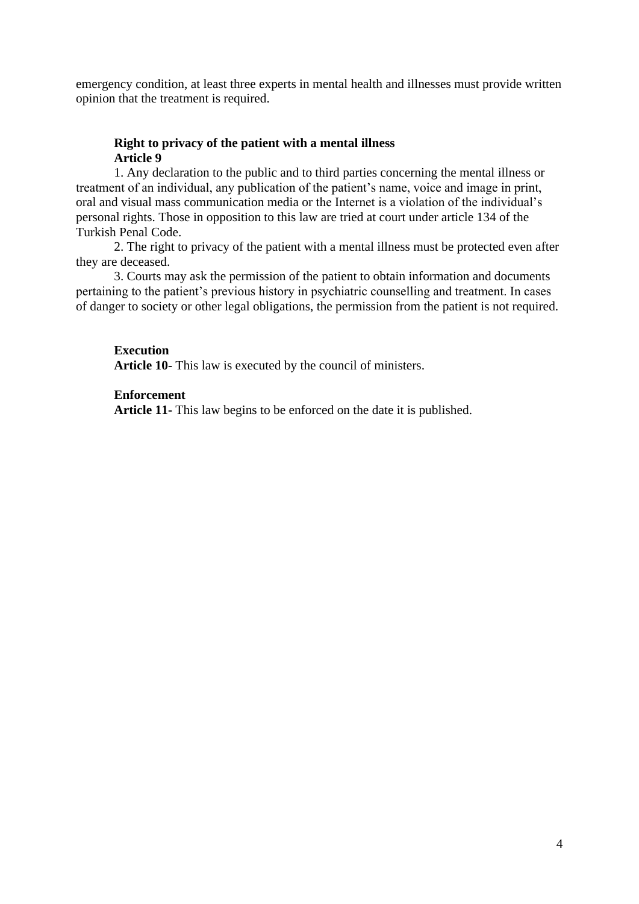emergency condition, at least three experts in mental health and illnesses must provide written opinion that the treatment is required.

**Right to privacy of the patient with a mental illness**
**Article 9**

1. Any declaration to the public and to third parties concerning the mental illness or treatment of an individual, any publication of the patient's name, voice and image in print, oral and visual mass communication media or the Internet is a violation of the individual's personal rights. Those in opposition to this law are tried at court under article 134 of the Turkish Penal Code.
2. The right to privacy of the patient with a mental illness must be protected even after they are deceased.
3. Courts may ask the permission of the patient to obtain information and documents pertaining to the patient's previous history in psychiatric counselling and treatment. In cases of danger to society or other legal obligations, the permission from the patient is not required.

**Execution**
**Article 10-** This law is executed by the council of ministers.

**Enforcement**
**Article 11-** This law begins to be enforced on the date it is published.